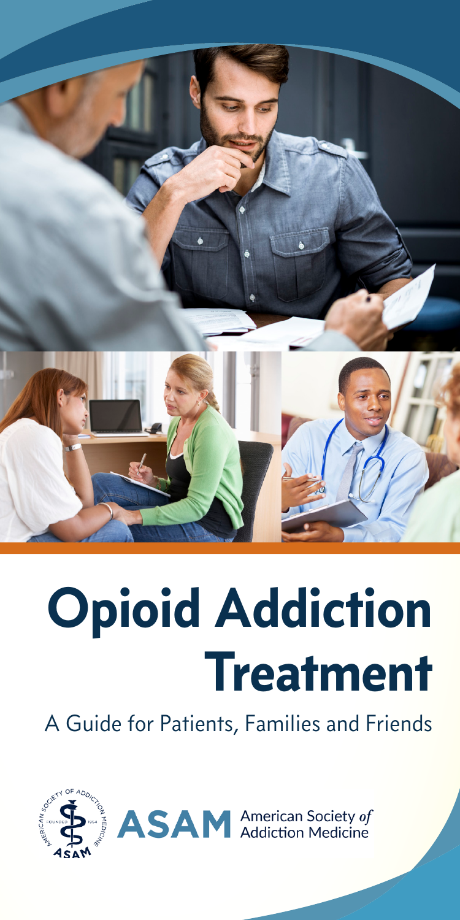# Opioid Addiction Treatment

A Guide for Patients, Families and Friends

ASAM American Society *of* Addiction Medicine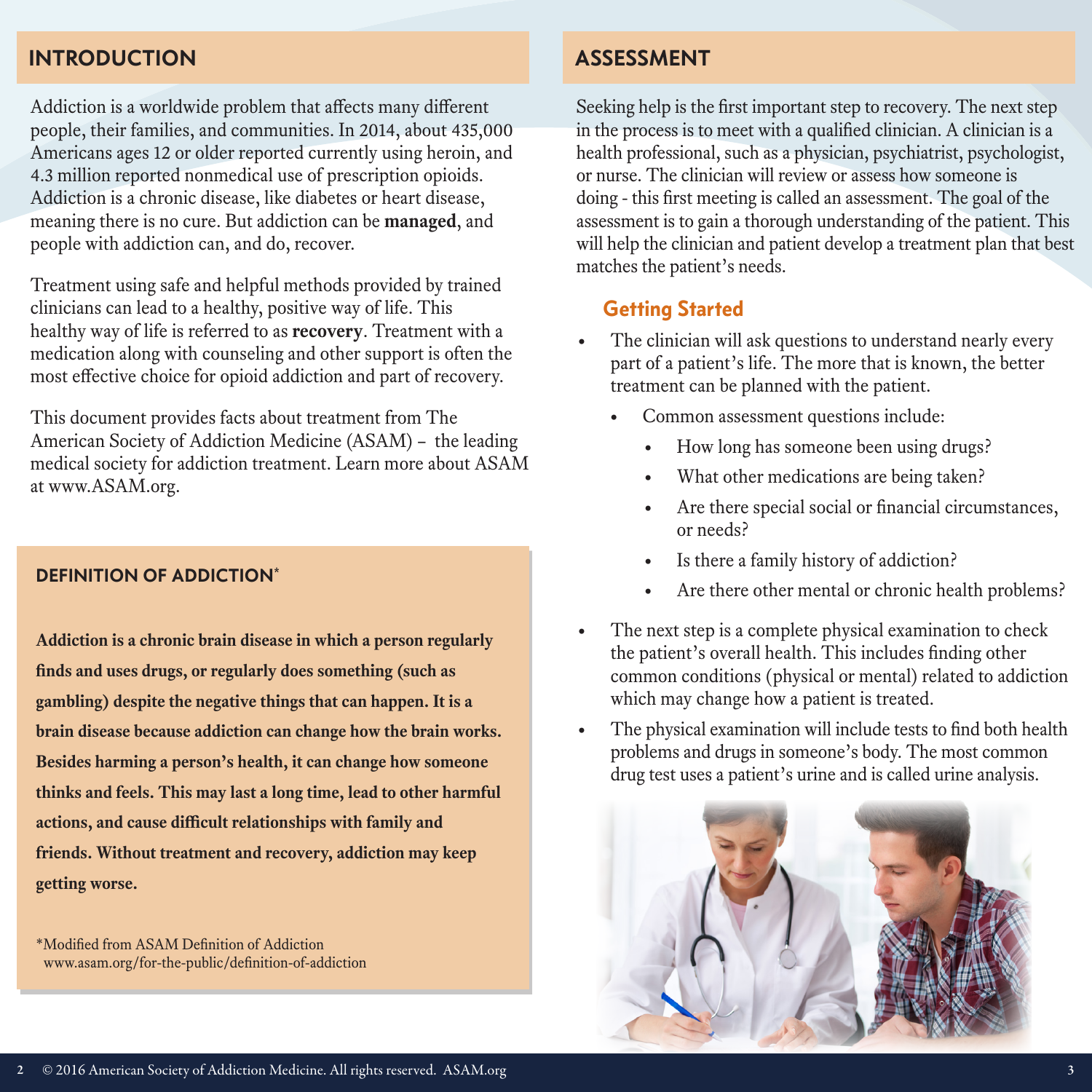## INTRODUCTION

Addiction is a worldwide problem that affects many different people, their families, and communities. In 2014, about 435,000 Americans ages 12 or older reported currently using heroin, and 4.3 million reported nonmedical use of prescription opioids. Addiction is a chronic disease, like diabetes or heart disease, meaning there is no cure. But addiction can be **managed**, and people with addiction can, and do, recover.

Treatment using safe and helpful methods provided by trained clinicians can lead to a healthy, positive way of life. This healthy way of life is referred to as **recovery**. Treatment with a medication along with counseling and other support is often the most effective choice for opioid addiction and part of recovery.

This document provides facts about treatment from The American Society of Addiction Medicine (ASAM) – the leading medical society for addiction treatment. Learn more about ASAM at www.ASAM.org.

### DEFINITION OF ADDICTION*

**Addiction is a chronic brain disease in which a person regularly finds and uses drugs, or regularly does something (such as gambling) despite the negative things that can happen. It is a brain disease because addiction can change how the brain works. Besides harming a person's health, it can change how someone thinks and feels. This may last a long time, lead to other harmful actions, and cause difficult relationships with family and friends. Without treatment and recovery, addiction may keep getting worse.**

*Modified from ASAM Definition of Addiction
www.asam.org/for-the-public/definition-of-addiction

## ASSESSMENT

Seeking help is the first important step to recovery. The next step in the process is to meet with a qualified clinician. A clinician is a health professional, such as a physician, psychiatrist, psychologist, or nurse. The clinician will review or assess how someone is doing - this first meeting is called an assessment. The goal of the assessment is to gain a thorough understanding of the patient. This will help the clinician and patient develop a treatment plan that best matches the patient's needs.

### Getting Started

- The clinician will ask questions to understand nearly every part of a patient's life. The more that is known, the better treatment can be planned with the patient.
  - Common assessment questions include:
    - How long has someone been using drugs?
    - What other medications are being taken?
    - Are there special social or financial circumstances, or needs?
    - Is there a family history of addiction?
    - Are there other mental or chronic health problems?
- The next step is a complete physical examination to check the patient's overall health. This includes finding other common conditions (physical or mental) related to addiction which may change how a patient is treated.
- The physical examination will include tests to find both health problems and drugs in someone's body. The most common drug test uses a patient's urine and is called urine analysis.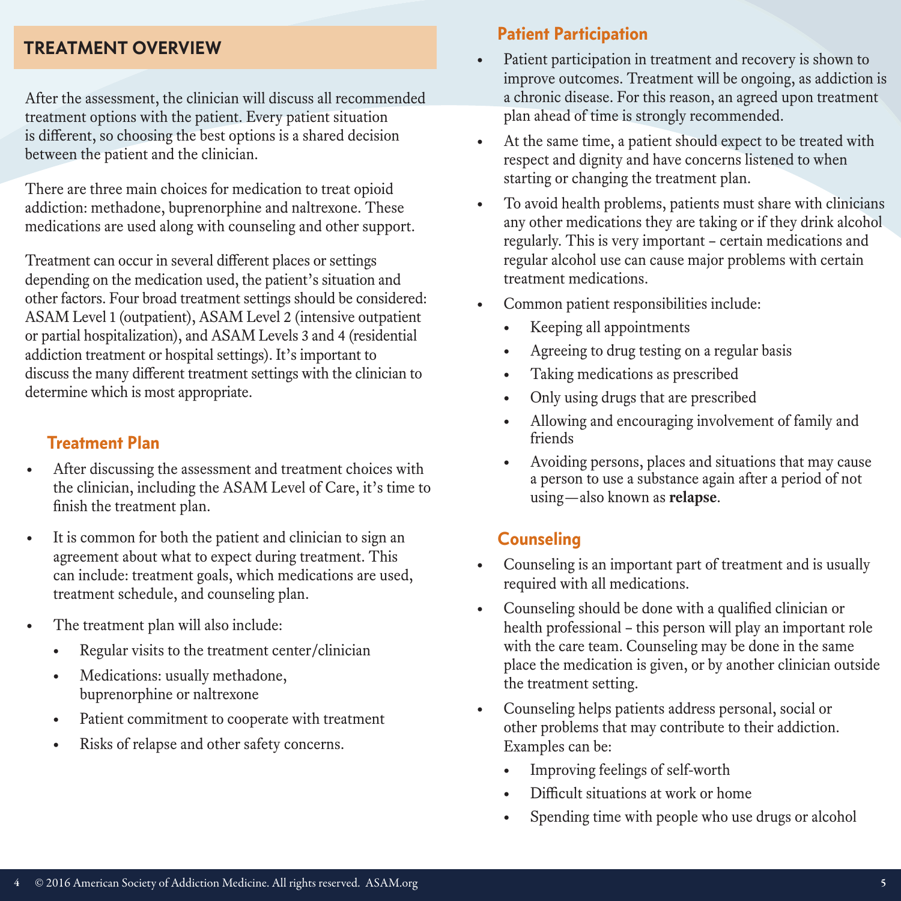## TREATMENT OVERVIEW

After the assessment, the clinician will discuss all recommended treatment options with the patient. Every patient situation is different, so choosing the best options is a shared decision between the patient and the clinician.

There are three main choices for medication to treat opioid addiction: methadone, buprenorphine and naltrexone. These medications are used along with counseling and other support.

Treatment can occur in several different places or settings depending on the medication used, the patient's situation and other factors. Four broad treatment settings should be considered: ASAM Level 1 (outpatient), ASAM Level 2 (intensive outpatient or partial hospitalization), and ASAM Levels 3 and 4 (residential addiction treatment or hospital settings). It's important to discuss the many different treatment settings with the clinician to determine which is most appropriate.

### Treatment Plan

- After discussing the assessment and treatment choices with the clinician, including the ASAM Level of Care, it's time to finish the treatment plan.
- It is common for both the patient and clinician to sign an agreement about what to expect during treatment. This can include: treatment goals, which medications are used, treatment schedule, and counseling plan.
- The treatment plan will also include:
  - Regular visits to the treatment center/clinician
  - Medications: usually methadone, buprenorphine or naltrexone
  - Patient commitment to cooperate with treatment
  - Risks of relapse and other safety concerns.

### Patient Participation

- Patient participation in treatment and recovery is shown to improve outcomes. Treatment will be ongoing, as addiction is a chronic disease. For this reason, an agreed upon treatment plan ahead of time is strongly recommended.
- At the same time, a patient should expect to be treated with respect and dignity and have concerns listened to when starting or changing the treatment plan.
- To avoid health problems, patients must share with clinicians any other medications they are taking or if they drink alcohol regularly. This is very important – certain medications and regular alcohol use can cause major problems with certain treatment medications.
- Common patient responsibilities include:
  - Keeping all appointments
  - Agreeing to drug testing on a regular basis
  - Taking medications as prescribed
  - Only using drugs that are prescribed
  - Allowing and encouraging involvement of family and friends
  - Avoiding persons, places and situations that may cause a person to use a substance again after a period of not using—also known as **relapse**.

### Counseling

- Counseling is an important part of treatment and is usually required with all medications.
- Counseling should be done with a qualified clinician or health professional – this person will play an important role with the care team. Counseling may be done in the same place the medication is given, or by another clinician outside the treatment setting.
- Counseling helps patients address personal, social or other problems that may contribute to their addiction. Examples can be:
  - Improving feelings of self-worth
  - Difficult situations at work or home
  - Spending time with people who use drugs or alcohol

© 2016 American Society of Addiction Medicine. All rights reserved. ASAM.org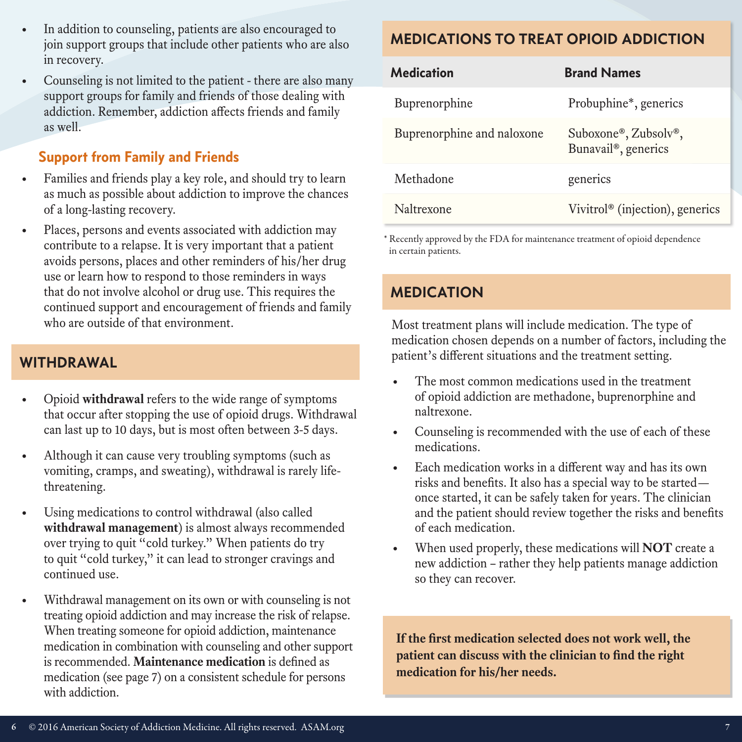- In addition to counseling, patients are also encouraged to join support groups that include other patients who are also in recovery.
- Counseling is not limited to the patient - there are also many support groups for family and friends of those dealing with addiction. Remember, addiction affects friends and family as well.

### Support from Family and Friends

- Families and friends play a key role, and should try to learn as much as possible about addiction to improve the chances of a long-lasting recovery.
- Places, persons and events associated with addiction may contribute to a relapse. It is very important that a patient avoids persons, places and other reminders of his/her drug use or learn how to respond to those reminders in ways that do not involve alcohol or drug use. This requires the continued support and encouragement of friends and family who are outside of that environment.

## WITHDRAWAL

- Opioid **withdrawal** refers to the wide range of symptoms that occur after stopping the use of opioid drugs. Withdrawal can last up to 10 days, but is most often between 3-5 days.
- Although it can cause very troubling symptoms (such as vomiting, cramps, and sweating), withdrawal is rarely life-threatening.
- Using medications to control withdrawal (also called **withdrawal management**) is almost always recommended over trying to quit "cold turkey." When patients do try to quit "cold turkey," it can lead to stronger cravings and continued use.
- Withdrawal management on its own or with counseling is not treating opioid addiction and may increase the risk of relapse. When treating someone for opioid addiction, maintenance medication in combination with counseling and other support is recommended. **Maintenance medication** is defined as medication (see page 7) on a consistent schedule for persons with addiction.

## MEDICATIONS TO TREAT OPIOID ADDICTION

| Medication | Brand Names |
|---|---|
| Buprenorphine | Probuphine*, generics |
| Buprenorphine and naloxone | Suboxone®, Zubsolv®, Bunavail®, generics |
| Methadone | generics |
| Naltrexone | Vivitrol® (injection), generics |

* Recently approved by the FDA for maintenance treatment of opioid dependence in certain patients.

## MEDICATION

Most treatment plans will include medication. The type of medication chosen depends on a number of factors, including the patient's different situations and the treatment setting.

- The most common medications used in the treatment of opioid addiction are methadone, buprenorphine and naltrexone.
- Counseling is recommended with the use of each of these medications.
- Each medication works in a different way and has its own risks and benefits. It also has a special way to be started—once started, it can be safely taken for years. The clinician and the patient should review together the risks and benefits of each medication.
- When used properly, these medications will **NOT** create a new addiction – rather they help patients manage addiction so they can recover.

**If the first medication selected does not work well, the patient can discuss with the clinician to find the right medication for his/her needs.**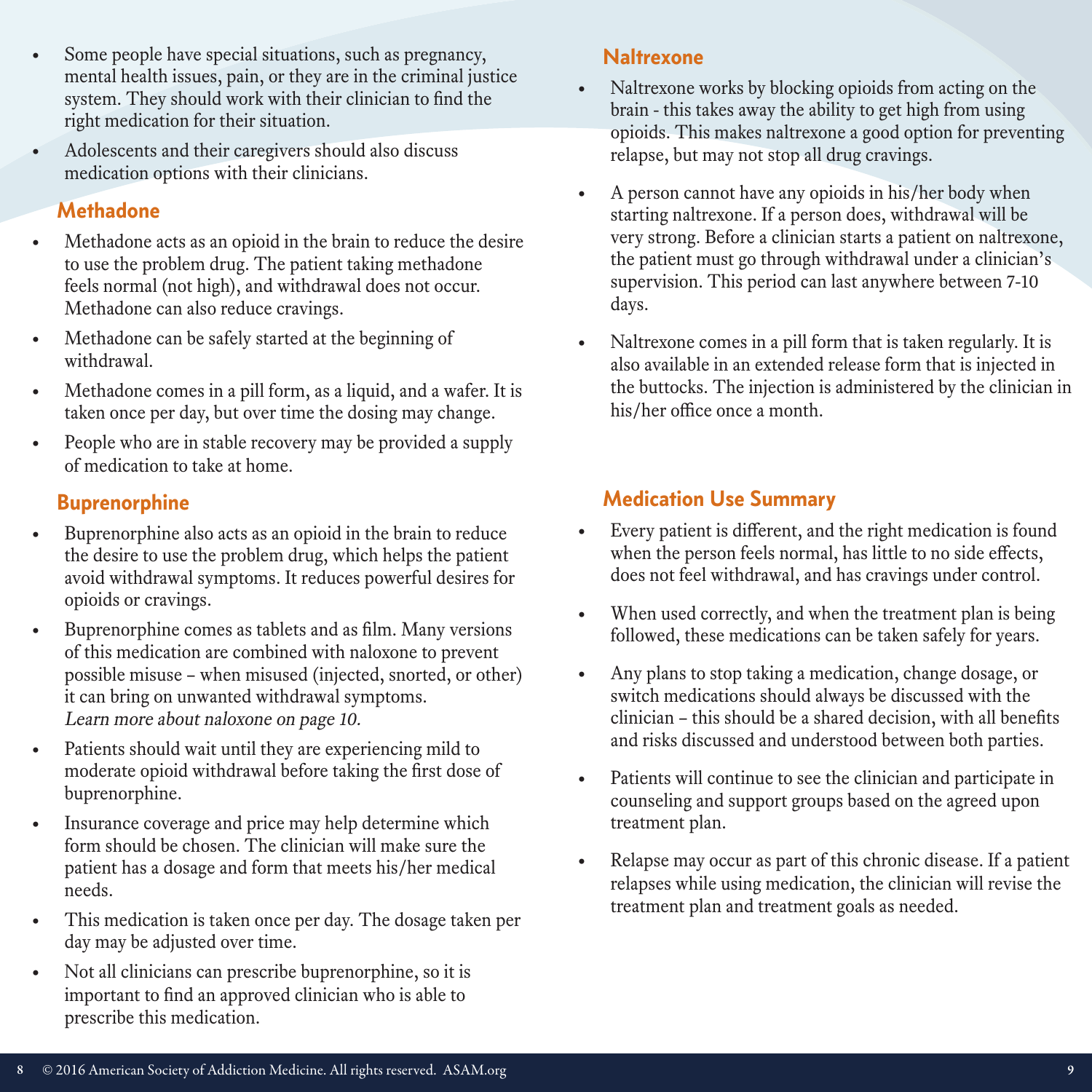- Some people have special situations, such as pregnancy, mental health issues, pain, or they are in the criminal justice system. They should work with their clinician to find the right medication for their situation.
- Adolescents and their caregivers should also discuss medication options with their clinicians.

### Methadone

- Methadone acts as an opioid in the brain to reduce the desire to use the problem drug. The patient taking methadone feels normal (not high), and withdrawal does not occur. Methadone can also reduce cravings.
- Methadone can be safely started at the beginning of withdrawal.
- Methadone comes in a pill form, as a liquid, and a wafer. It is taken once per day, but over time the dosing may change.
- People who are in stable recovery may be provided a supply of medication to take at home.

### Buprenorphine

- Buprenorphine also acts as an opioid in the brain to reduce the desire to use the problem drug, which helps the patient avoid withdrawal symptoms. It reduces powerful desires for opioids or cravings.
- Buprenorphine comes as tablets and as film. Many versions of this medication are combined with naloxone to prevent possible misuse – when misused (injected, snorted, or other) it can bring on unwanted withdrawal symptoms. *Learn more about naloxone on page 10.*
- Patients should wait until they are experiencing mild to moderate opioid withdrawal before taking the first dose of buprenorphine.
- Insurance coverage and price may help determine which form should be chosen. The clinician will make sure the patient has a dosage and form that meets his/her medical needs.
- This medication is taken once per day. The dosage taken per day may be adjusted over time.
- Not all clinicians can prescribe buprenorphine, so it is important to find an approved clinician who is able to prescribe this medication.

### Naltrexone

- Naltrexone works by blocking opioids from acting on the brain - this takes away the ability to get high from using opioids. This makes naltrexone a good option for preventing relapse, but may not stop all drug cravings.
- A person cannot have any opioids in his/her body when starting naltrexone. If a person does, withdrawal will be very strong. Before a clinician starts a patient on naltrexone, the patient must go through withdrawal under a clinician's supervision. This period can last anywhere between 7-10 days.
- Naltrexone comes in a pill form that is taken regularly. It is also available in an extended release form that is injected in the buttocks. The injection is administered by the clinician in his/her office once a month.

### Medication Use Summary

- Every patient is different, and the right medication is found when the person feels normal, has little to no side effects, does not feel withdrawal, and has cravings under control.
- When used correctly, and when the treatment plan is being followed, these medications can be taken safely for years.
- Any plans to stop taking a medication, change dosage, or switch medications should always be discussed with the clinician – this should be a shared decision, with all benefits and risks discussed and understood between both parties.
- Patients will continue to see the clinician and participate in counseling and support groups based on the agreed upon treatment plan.
- Relapse may occur as part of this chronic disease. If a patient relapses while using medication, the clinician will revise the treatment plan and treatment goals as needed.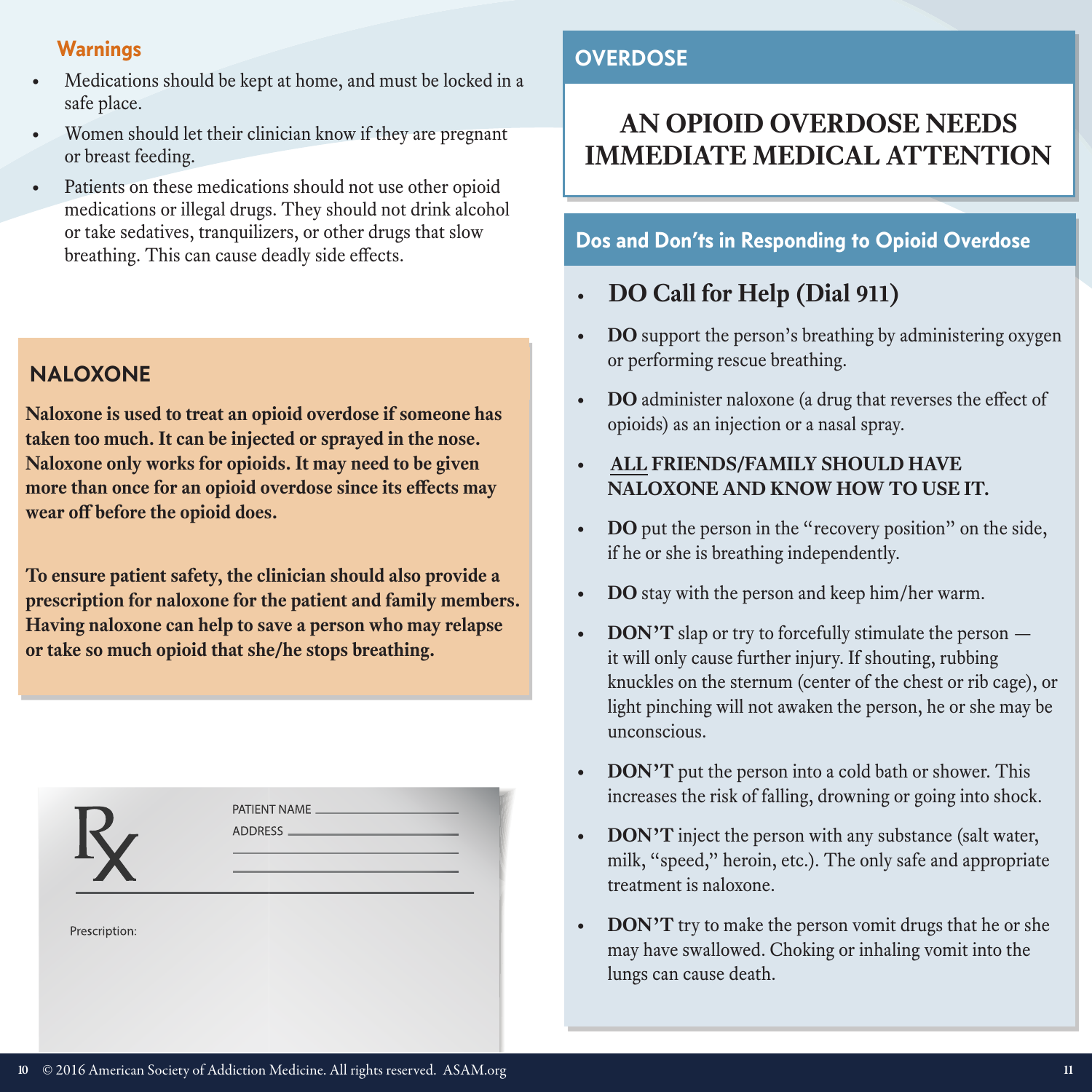### Warnings

- Medications should be kept at home, and must be locked in a safe place.
- Women should let their clinician know if they are pregnant or breast feeding.
- Patients on these medications should not use other opioid medications or illegal drugs. They should not drink alcohol or take sedatives, tranquilizers, or other drugs that slow breathing. This can cause deadly side effects.

### NALOXONE

**Naloxone is used to treat an opioid overdose if someone has taken too much. It can be injected or sprayed in the nose. Naloxone only works for opioids. It may need to be given more than once for an opioid overdose since its effects may wear off before the opioid does.**

**To ensure patient safety, the clinician should also provide a prescription for naloxone for the patient and family members. Having naloxone can help to save a person who may relapse or take so much opioid that she/he stops breathing.**

Rx

PATIENT NAME \_\_\_\_\_\_\_\_\_\_\_\_\_\_\_\_\_\_\_\_

ADDRESS \_\_\_\_\_\_\_\_\_\_\_\_\_\_\_\_\_\_\_\_

Prescription:

## OVERDOSE

# AN OPIOID OVERDOSE NEEDS IMMEDIATE MEDICAL ATTENTION

### Dos and Don'ts in Responding to Opioid Overdose

- **DO Call for Help (Dial 911)**
- **DO** support the person's breathing by administering oxygen or performing rescue breathing.
- **DO** administer naloxone (a drug that reverses the effect of opioids) as an injection or a nasal spray.
- **ALL FRIENDS/FAMILY SHOULD HAVE NALOXONE AND KNOW HOW TO USE IT.**
- **DO** put the person in the "recovery position" on the side, if he or she is breathing independently.
- **DO** stay with the person and keep him/her warm.
- **DON'T** slap or try to forcefully stimulate the person — it will only cause further injury. If shouting, rubbing knuckles on the sternum (center of the chest or rib cage), or light pinching will not awaken the person, he or she may be unconscious.
- **DON'T** put the person into a cold bath or shower. This increases the risk of falling, drowning or going into shock.
- **DON'T** inject the person with any substance (salt water, milk, "speed," heroin, etc.). The only safe and appropriate treatment is naloxone.
- **DON'T** try to make the person vomit drugs that he or she may have swallowed. Choking or inhaling vomit into the lungs can cause death.

© 2016 American Society of Addiction Medicine. All rights reserved. ASAM.org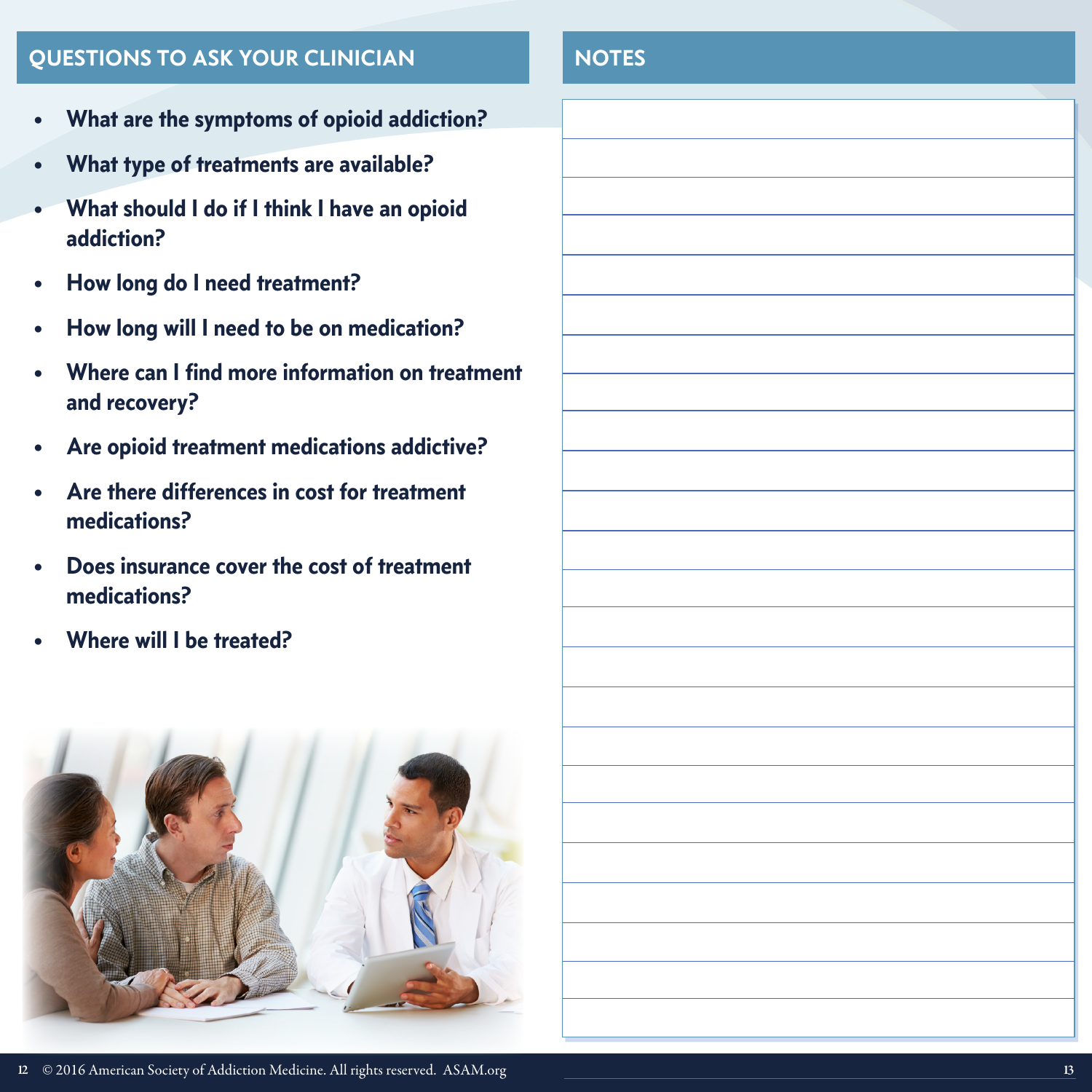## QUESTIONS TO ASK YOUR CLINICIAN

- What are the symptoms of opioid addiction?
- What type of treatments are available?
- What should I do if I think I have an opioid addiction?
- How long do I need treatment?
- How long will I need to be on medication?
- Where can I find more information on treatment and recovery?
- Are opioid treatment medications addictive?
- Are there differences in cost for treatment medications?
- Does insurance cover the cost of treatment medications?
- Where will I be treated?

## NOTES

© 2016 American Society of Addiction Medicine. All rights reserved. ASAM.org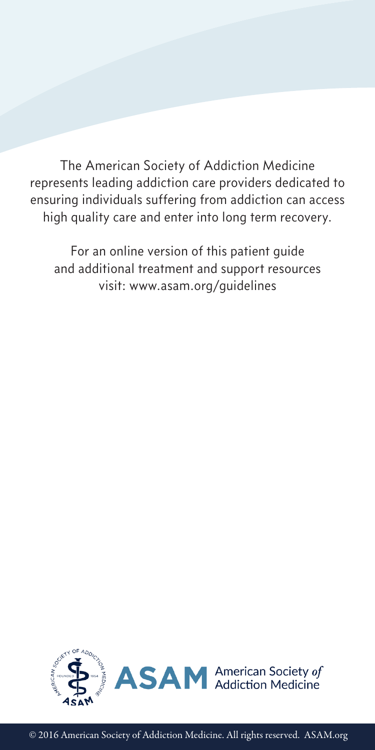The American Society of Addiction Medicine represents leading addiction care providers dedicated to ensuring individuals suffering from addiction can access high quality care and enter into long term recovery.

For an online version of this patient guide and additional treatment and support resources visit: www.asam.org/guidelines

ASAM American Society of Addiction Medicine

© 2016 American Society of Addiction Medicine. All rights reserved. ASAM.org